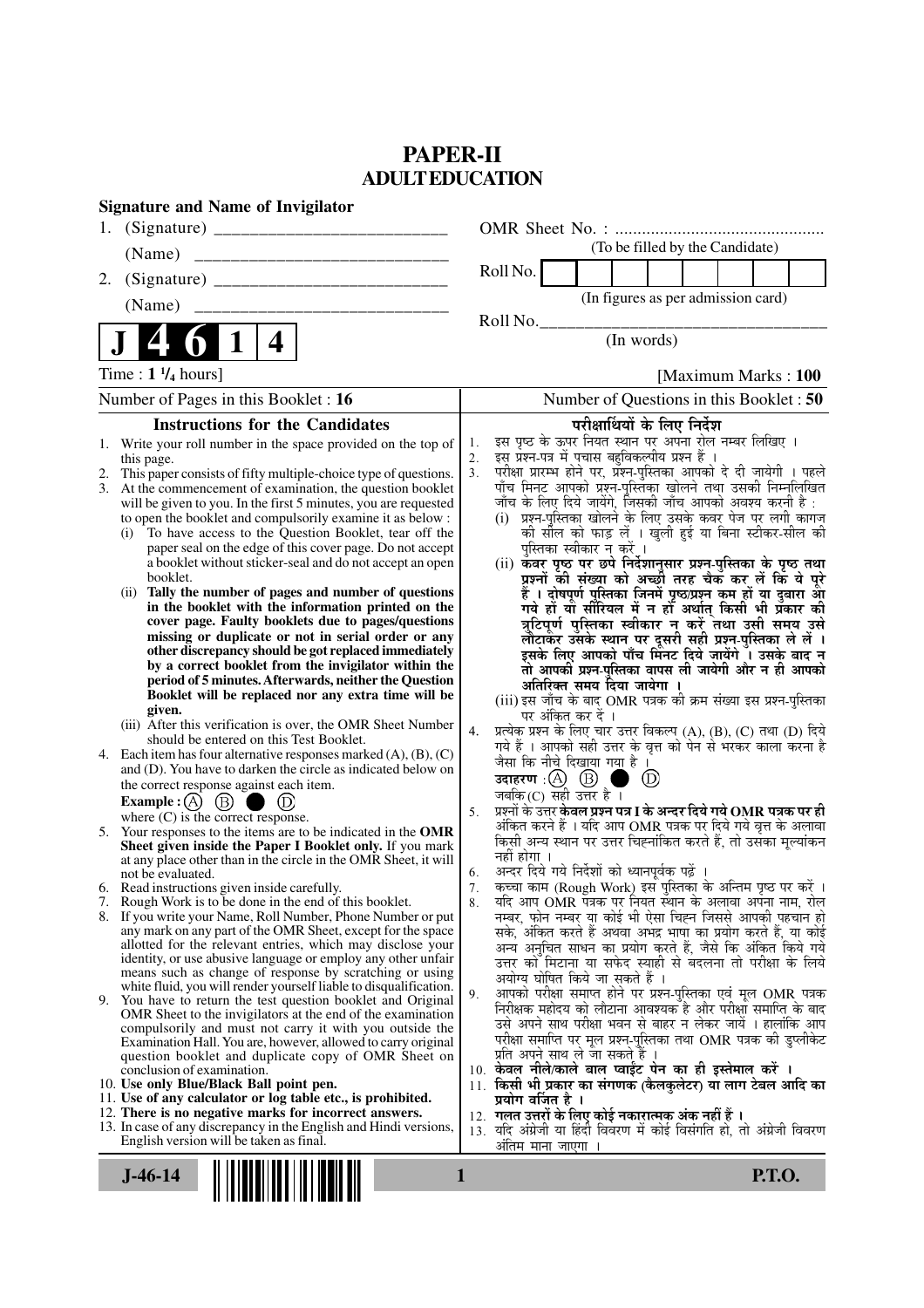# PAPER-II
## ADULT EDUCATION

**Signature and Name of Invigilator**

1. (Signature) __________________________

 (Name) __________________________

2. (Signature) __________________________

 (Name) __________________________

OMR Sheet No. : ...............................................

(To be filled by the Candidate)

Roll No. | | | | | | | | |

(In figures as per admission card)

Roll No.________________________________

(In words)

**J 4 6 1 4**

Time : **1 ¼ hours**] [Maximum Marks : **100**

Number of Pages in this Booklet : 16

Number of Questions in this Booklet : **50**

### Instructions for the Candidates

1. Write your roll number in the space provided on the top of this page.
2. This paper consists of fifty multiple-choice type of questions.
3. At the commencement of examination, the question booklet will be given to you. In the first 5 minutes, you are requested to open the booklet and compulsorily examine it as below :
   (i) To have access to the Question Booklet, tear off the paper seal on the edge of this cover page. Do not accept a booklet without sticker-seal and do not accept an open booklet.
   (ii) **Tally the number of pages and number of questions in the booklet with the information printed on the cover page. Faulty booklets due to pages/questions missing or duplicate or not in serial order or any other discrepancy should be got replaced immediately by a correct booklet from the invigilator within the period of 5 minutes. Afterwards, neither the Question Booklet will be replaced nor any extra time will be given.**
   (iii) After this verification is over, the OMR Sheet Number should be entered on this Test Booklet.
4. Each item has four alternative responses marked (A), (B), (C) and (D). You have to darken the circle as indicated below on the correct response against each item.
   **Example :** (A) (B) ● (D)
   where (C) is the correct response.
5. Your responses to the items are to be indicated in the **OMR Sheet given inside the Paper I Booklet only.** If you mark at any place other than in the circle in the OMR Sheet, it will not be evaluated.
6. Read instructions given inside carefully.
7. Rough Work is to be done in the end of this booklet.
8. If you write your Name, Roll Number, Phone Number or put any mark on any part of the OMR Sheet, except for the space allotted for the relevant entries, which may disclose your identity, or use abusive language or employ any other unfair means such as change of response by scratching or using white fluid, you will render yourself liable to disqualification.
9. You have to return the test question booklet and Original OMR Sheet to the invigilators at the end of the examination compulsorily and must not carry it with you outside the Examination Hall. You are, however, allowed to carry original question booklet and duplicate copy of OMR Sheet on conclusion of examination.
10. **Use only Blue/Black Ball point pen.**
11. **Use of any calculator or log table etc., is prohibited.**
12. **There is no negative marks for incorrect answers.**
13. In case of any discrepancy in the English and Hindi versions, English version will be taken as final.

### परीक्षार्थियों के लिए निर्देश

1. इस पृष्ठ के ऊपर नियत स्थान पर अपना रोल नम्बर लिखिए ।
2. इस प्रश्न-पत्र में पचास बहुविकल्पीय प्रश्न हैं ।
3. परीक्षा प्रारम्भ होने पर, प्रश्न-पुस्तिका आपको दे दी जायेगी । पहले पाँच मिनट आपको प्रश्न-पुस्तिका खोलने तथा उसकी निम्नलिखित जाँच के लिए दिये जायेंगे, जिसकी जाँच आपको अवश्य करनी है :
   (i) प्रश्न-पुस्तिका खोलने के लिए उसके कवर पेज पर लगी कागज की सील को फाड़ लें । खुली हुई या बिना स्टीकर-सील की पुस्तिका स्वीकार न करें ।
   (ii) **कवर पृष्ठ पर छपे निर्देशानुसार प्रश्न-पुस्तिका के पृष्ठ तथा प्रश्नों की संख्या को अच्छी तरह चैक कर लें कि ये पूरे हैं । दोषपूर्ण पुस्तिका जिनमें पृष्ठ/प्रश्न कम हों या दुबारा आ गये हों या सीरियल में न हों अर्थात् किसी भी प्रकार की त्रुटिपूर्ण पुस्तिका स्वीकार न करें तथा उसी समय उसे लौटाकर उसके स्थान पर दूसरी सही प्रश्न-पुस्तिका ले लें । इसके लिए आपको पाँच मिनट दिये जायेंगे । उसके बाद न तो आपकी प्रश्न-पुस्तिका वापस ली जायेगी और न ही आपको अतिरिक्त समय दिया जायेगा ।**
   (iii) इस जाँच के बाद OMR पत्रक की क्रम संख्या इस प्रश्न-पुस्तिका पर अंकित कर दें ।
4. प्रत्येक प्रश्न के लिए चार उत्तर विकल्प (A), (B), (C) तथा (D) दिये गये हैं । आपको सही उत्तर के वृत्त को पेन से भरकर काला करना है जैसा कि नीचे दिखाया गया है ।
   **उदाहरण :** (A) (B) ● (D)
   जबकि (C) सही उत्तर है ।
5. प्रश्नों के उत्तर **केवल प्रश्न पत्र I के अन्दर दिये गये OMR पत्रक पर ही** अंकित करने हैं । यदि आप OMR पत्रक पर दिये गये वृत्त के अलावा किसी अन्य स्थान पर उत्तर चिह्नांकित करते हैं, तो उसका मूल्यांकन नहीं होगा ।
6. अन्दर दिये गये निर्देशों को ध्यानपूर्वक पढ़ें ।
7. कच्चा काम (Rough Work) इस पुस्तिका के अन्तिम पृष्ठ पर करें ।
8. यदि आप OMR पत्रक पर नियत स्थान के अलावा अपना नाम, रोल नम्बर, फोन नम्बर या कोई भी ऐसा चिह्न जिससे आपकी पहचान हो सके, अंकित करते हैं अथवा अभद्र भाषा का प्रयोग करते हैं, या कोई अन्य अनुचित साधन का प्रयोग करते हैं, जैसे कि अंकित किये गये उत्तर को मिटाना या सफेद स्याही से बदलना तो परीक्षा के लिये अयोग्य घोषित किये जा सकते हैं ।
9. आपको परीक्षा समाप्त होने पर प्रश्न-पुस्तिका एवं मूल OMR पत्रक निरीक्षक महोदय को लौटाना आवश्यक है और परीक्षा समाप्ति के बाद उसे अपने साथ परीक्षा भवन से बाहर न लेकर जायें । हालांकि आप परीक्षा समाप्ति पर मूल प्रश्न-पुस्तिका तथा OMR पत्रक की डुप्लीकेट प्रति अपने साथ ले जा सकते हैं ।
10. **केवल नीले/काले बाल प्वाईंट पेन का ही इस्तेमाल करें ।**
11. **किसी भी प्रकार का संगणक (कैलकुलेटर) या लाग टेबल आदि का प्रयोग वर्जित है ।**
12. **गलत उत्तरों के लिए कोई नकारात्मक अंक नहीं हैं ।**
13. यदि अंग्रेजी या हिंदी विवरण में कोई विसंगति हो, तो अंग्रेजी विवरण अंतिम माना जाएगा ।

J-46-14 **P.T.O.**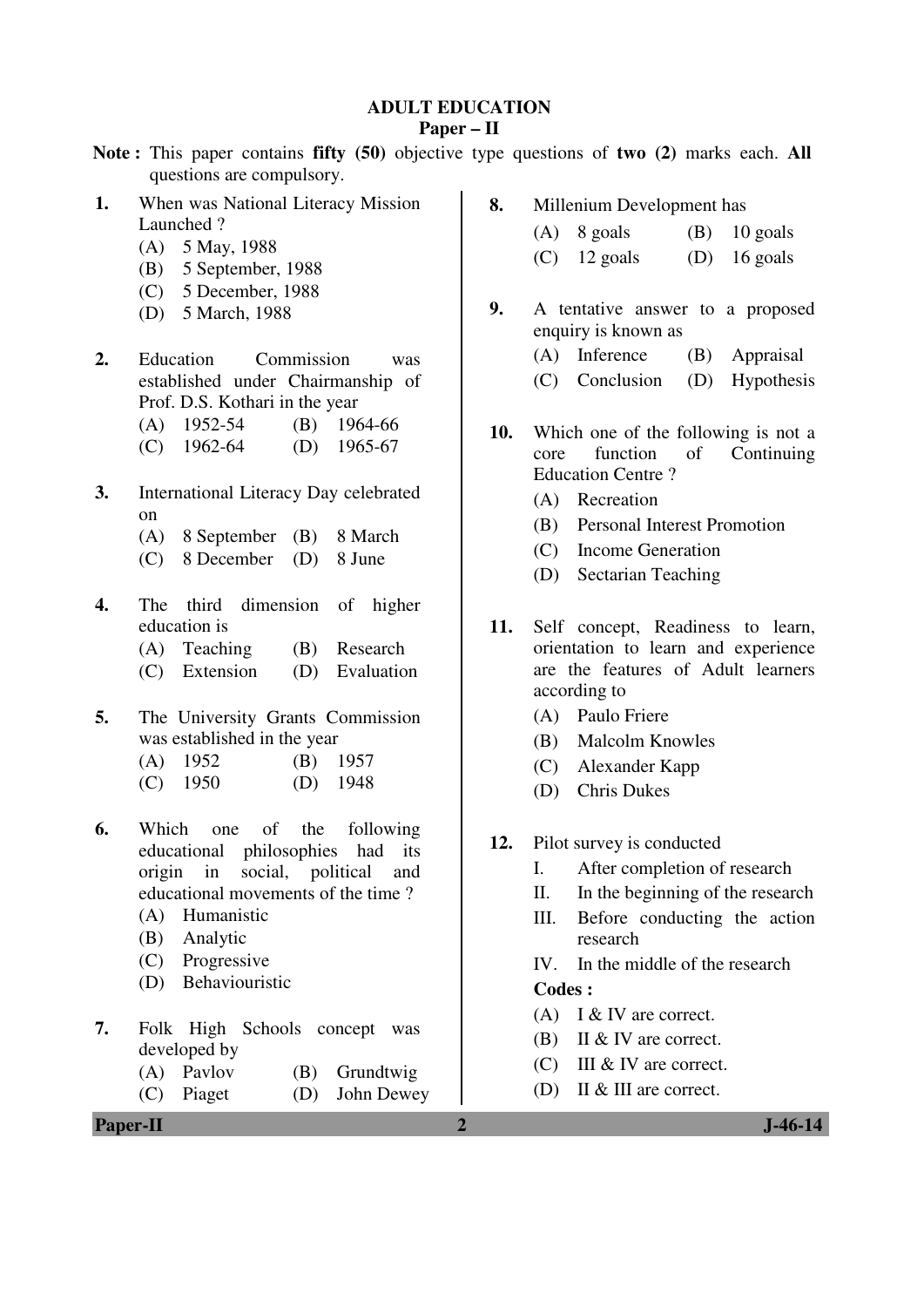# ADULT EDUCATION

## Paper – II

**Note :** This paper contains **fifty (50)** objective type questions of **two (2)** marks each. **All** questions are compulsory.

**1.** When was National Literacy Mission Launched ?

(A) 5 May, 1988
(B) 5 September, 1988
(C) 5 December, 1988
(D) 5 March, 1988

**2.** Education Commission was established under Chairmanship of Prof. D.S. Kothari in the year

(A) 1952-54
(B) 1964-66
(C) 1962-64
(D) 1965-67

**3.** International Literacy Day celebrated on

(A) 8 September
(B) 8 March
(C) 8 December
(D) 8 June

**4.** The third dimension of higher education is

(A) Teaching
(B) Research
(C) Extension
(D) Evaluation

**5.** The University Grants Commission was established in the year

(A) 1952
(B) 1957
(C) 1950
(D) 1948

**6.** Which one of the following educational philosophies had its origin in social, political and educational movements of the time ?

(A) Humanistic
(B) Analytic
(C) Progressive
(D) Behaviouristic

**7.** Folk High Schools concept was developed by

(A) Pavlov
(B) Grundtwig
(C) Piaget
(D) John Dewey

**8.** Millenium Development has

(A) 8 goals
(B) 10 goals
(C) 12 goals
(D) 16 goals

**9.** A tentative answer to a proposed enquiry is known as

(A) Inference
(B) Appraisal
(C) Conclusion
(D) Hypothesis

**10.** Which one of the following is not a core function of Continuing Education Centre ?

(A) Recreation
(B) Personal Interest Promotion
(C) Income Generation
(D) Sectarian Teaching

**11.** Self concept, Readiness to learn, orientation to learn and experience are the features of Adult learners according to

(A) Paulo Friere
(B) Malcolm Knowles
(C) Alexander Kapp
(D) Chris Dukes

**12.** Pilot survey is conducted

I. After completion of research
II. In the beginning of the research
III. Before conducting the action research
IV. In the middle of the research

**Codes :**

(A) I & IV are correct.
(B) II & IV are correct.
(C) III & IV are correct.
(D) II & III are correct.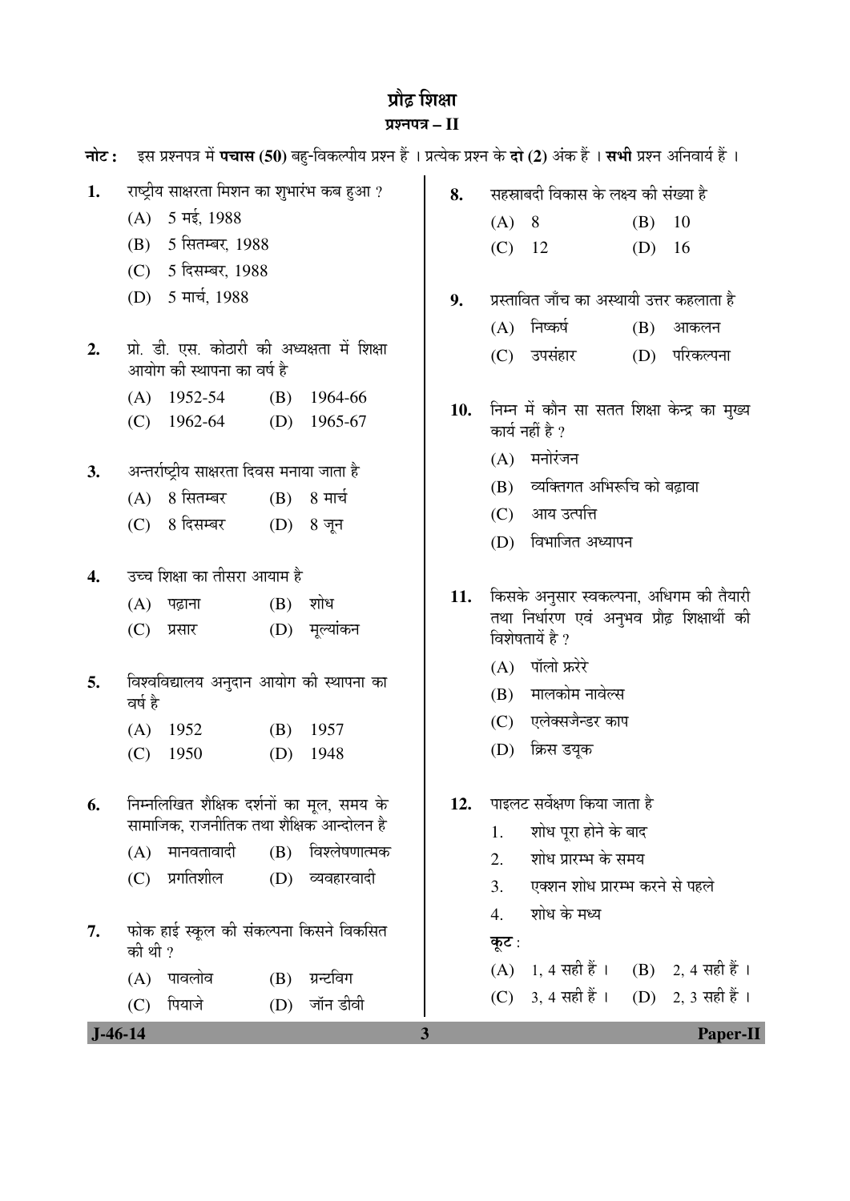# प्रौढ़ शिक्षा

## प्रश्नपत्र – II

**नोट :** इस प्रश्नपत्र में **पचास (50)** बहु-विकल्पीय प्रश्न हैं । प्रत्येक प्रश्न के **दो (2)** अंक हैं । **सभी** प्रश्न अनिवार्य हैं ।

**1.** राष्ट्रीय साक्षरता मिशन का शुभारंभ कब हुआ ?

(A) 5 मई, 1988

(B) 5 सितम्बर, 1988

(C) 5 दिसम्बर, 1988

(D) 5 मार्च, 1988

**2.** प्रो. डी. एस. कोठारी की अध्यक्षता में शिक्षा आयोग की स्थापना का वर्ष है

(A) 1952-54 (B) 1964-66

(C) 1962-64 (D) 1965-67

**3.** अन्तर्राष्ट्रीय साक्षरता दिवस मनाया जाता है

(A) 8 सितम्बर (B) 8 मार्च

(C) 8 दिसम्बर (D) 8 जून

**4.** उच्च शिक्षा का तीसरा आयाम है

(A) पढ़ाना (B) शोध

(C) प्रसार (D) मूल्यांकन

**5.** विश्वविद्यालय अनुदान आयोग की स्थापना का वर्ष है

(A) 1952 (B) 1957

(C) 1950 (D) 1948

**6.** निम्नलिखित शैक्षिक दर्शनों का मूल, समय के सामाजिक, राजनीतिक तथा शैक्षिक आन्दोलन है

(A) मानवतावादी (B) विश्लेषणात्मक

(C) प्रगतिशील (D) व्यवहारवादी

**7.** फोक हाई स्कूल की संकल्पना किसने विकसित की थी ?

(A) पावलोव (B) ग्रन्टविग

(C) पियाजे (D) जॉन डीवी

**8.** सहस्राब्दी विकास के लक्ष्य की संख्या है

(A) 8 (B) 10

(C) 12 (D) 16

**9.** प्रस्तावित जाँच का अस्थायी उत्तर कहलाता है

(A) निष्कर्ष (B) आकलन

(C) उपसंहार (D) परिकल्पना

**10.** निम्न में कौन सा सतत शिक्षा केन्द्र का मुख्य कार्य नहीं है ?

(A) मनोरंजन

(B) व्यक्तिगत अभिरूचि को बढ़ावा

(C) आय उत्पत्ति

(D) विभाजित अध्यापन

**11.** किसके अनुसार स्वकल्पना, अधिगम की तैयारी तथा निर्धारण एवं अनुभव प्रौढ़ शिक्षार्थी की विशेषतायें है ?

(A) पॉलो फ्ररेरे

(B) मालकोम नावेल्स

(C) एलेक्सजैन्डर काप

(D) क्रिस डयूक

**12.** पाइलट सर्वेक्षण किया जाता है

1. शोध पूरा होने के बाद
2. शोध प्रारम्भ के समय
3. एक्शन शोध प्रारम्भ करने से पहले
4. शोध के मध्य

**कूट :**

(A) 1, 4 सही हैं । (B) 2, 4 सही हैं ।

(C) 3, 4 सही हैं । (D) 2, 3 सही हैं ।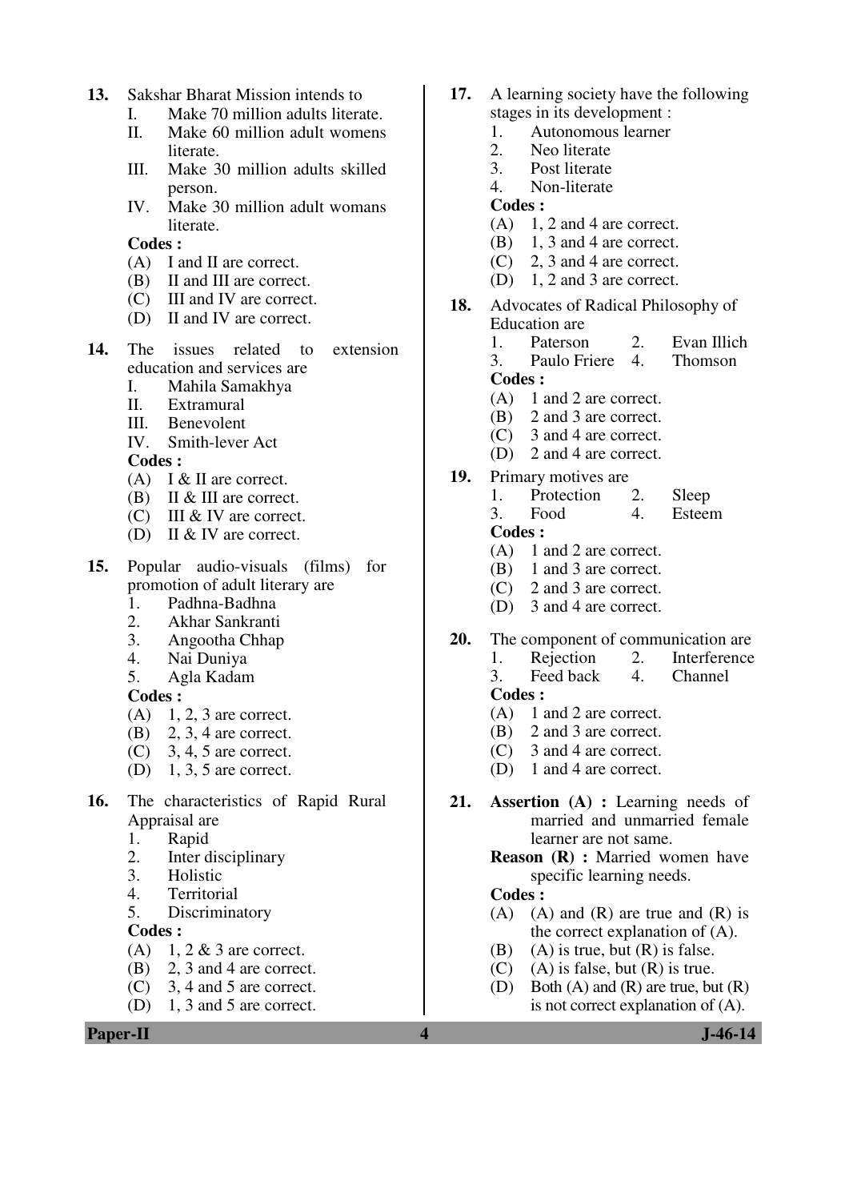13. Sakshar Bharat Mission intends to
    I. Make 70 million adults literate.
    II. Make 60 million adult womens literate.
    III. Make 30 million adults skilled person.
    IV. Make 30 million adult womans literate.

    **Codes :**
    (A) I and II are correct.
    (B) II and III are correct.
    (C) III and IV are correct.
    (D) II and IV are correct.

14. The issues related to extension education and services are
    I. Mahila Samakhya
    II. Extramural
    III. Benevolent
    IV. Smith-lever Act

    **Codes :**
    (A) I & II are correct.
    (B) II & III are correct.
    (C) III & IV are correct.
    (D) II & IV are correct.

15. Popular audio-visuals (films) for promotion of adult literary are
    1. Padhna-Badhna
    2. Akhar Sankranti
    3. Angootha Chhap
    4. Nai Duniya
    5. Agla Kadam

    **Codes :**
    (A) 1, 2, 3 are correct.
    (B) 2, 3, 4 are correct.
    (C) 3, 4, 5 are correct.
    (D) 1, 3, 5 are correct.

16. The characteristics of Rapid Rural Appraisal are
    1. Rapid
    2. Inter disciplinary
    3. Holistic
    4. Territorial
    5. Discriminatory

    **Codes :**
    (A) 1, 2 & 3 are correct.
    (B) 2, 3 and 4 are correct.
    (C) 3, 4 and 5 are correct.
    (D) 1, 3 and 5 are correct.

17. A learning society have the following stages in its development :
    1. Autonomous learner
    2. Neo literate
    3. Post literate
    4. Non-literate

    **Codes :**
    (A) 1, 2 and 4 are correct.
    (B) 1, 3 and 4 are correct.
    (C) 2, 3 and 4 are correct.
    (D) 1, 2 and 3 are correct.

18. Advocates of Radical Philosophy of Education are
    1. Paterson
    2. Evan Illich
    3. Paulo Friere
    4. Thomson

    **Codes :**
    (A) 1 and 2 are correct.
    (B) 2 and 3 are correct.
    (C) 3 and 4 are correct.
    (D) 2 and 4 are correct.

19. Primary motives are
    1. Protection
    2. Sleep
    3. Food
    4. Esteem

    **Codes :**
    (A) 1 and 2 are correct.
    (B) 1 and 3 are correct.
    (C) 2 and 3 are correct.
    (D) 3 and 4 are correct.

20. The component of communication are
    1. Rejection
    2. Interference
    3. Feed back
    4. Channel

    **Codes :**
    (A) 1 and 2 are correct.
    (B) 2 and 3 are correct.
    (C) 3 and 4 are correct.
    (D) 1 and 4 are correct.

21. **Assertion (A) :** Learning needs of married and unmarried female learner are not same.

    **Reason (R) :** Married women have specific learning needs.

    **Codes :**
    (A) (A) and (R) are true and (R) is the correct explanation of (A).
    (B) (A) is true, but (R) is false.
    (C) (A) is false, but (R) is true.
    (D) Both (A) and (R) are true, but (R) is not correct explanation of (A).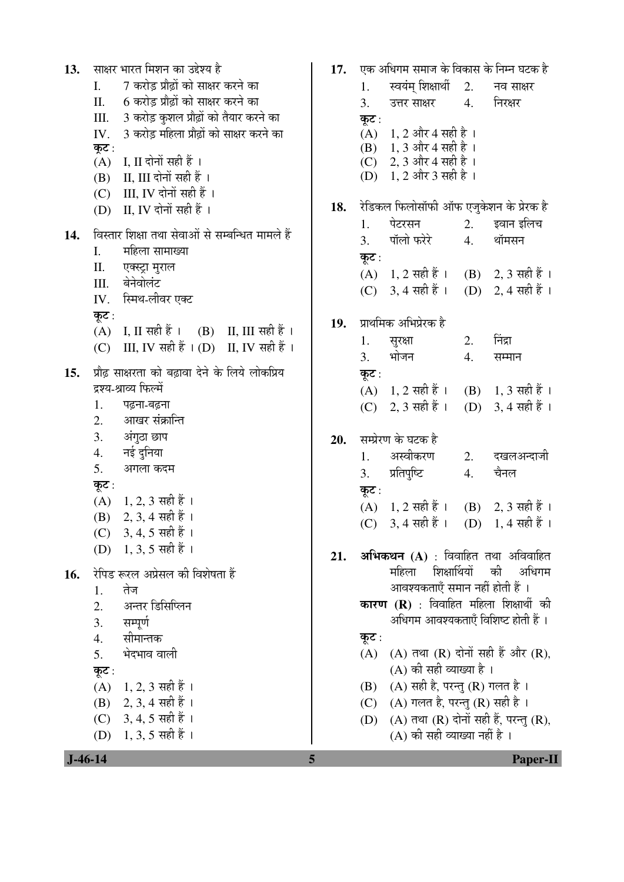13. साक्षर भारत मिशन का उद्देश्य है

 I. 7 करोड़ प्रौढ़ों को साक्षर करने का
 II. 6 करोड़ प्रौढ़ों को साक्षर करने का
 III. 3 करोड़ कुशल प्रौढ़ों को तैयार करने का
 IV. 3 करोड़ महिला प्रौढ़ों को साक्षर करने का

 **कूट** :
 (A) I, II दोनों सही हैं ।
 (B) II, III दोनों सही हैं ।
 (C) III, IV दोनों सही हैं ।
 (D) II, IV दोनों सही हैं ।

14. विस्तार शिक्षा तथा सेवाओं से सम्बन्धित मामले हैं

 I. महिला सामाख्या
 II. एक्स्ट्रा मुराल
 III. बेनेवोलंट
 IV. स्मिथ-लीवर एक्ट

 **कूट** :
 (A) I, II सही हैं । (B) II, III सही हैं ।
 (C) III, IV सही हैं । (D) II, IV सही हैं ।

15. प्रौढ़ साक्षरता को बढ़ावा देने के लिये लोकप्रिय द्रश्य-श्राव्य फिल्में

 1. पढ़ना-बढ़ना
 2. आखर संक्रान्ति
 3. अंगुठा छाप
 4. नई दुनिया
 5. अगला कदम

 **कूट** :
 (A) 1, 2, 3 सही हैं ।
 (B) 2, 3, 4 सही हैं ।
 (C) 3, 4, 5 सही हैं ।
 (D) 1, 3, 5 सही हैं ।

16. रेपिड रूरल अप्रेसल की विशेषता हैं

 1. तेज
 2. अन्तर डिसिप्लिन
 3. सम्पूर्ण
 4. सीमान्तक
 5. भेदभाव वाली

 **कूट** :
 (A) 1, 2, 3 सही हैं ।
 (B) 2, 3, 4 सही हैं ।
 (C) 3, 4, 5 सही हैं ।
 (D) 1, 3, 5 सही हैं ।

17. एक अधिगम समाज के विकास के निम्न घटक है

 1. स्वयंम् शिक्षार्थी 2. नव साक्षर
 3. उत्तर साक्षर 4. निरक्षर

 **कूट** :
 (A) 1, 2 और 4 सही है ।
 (B) 1, 3 और 4 सही है ।
 (C) 2, 3 और 4 सही है ।
 (D) 1, 2 और 3 सही है ।

18. रेडिकल फिलोसॉफी ऑफ एजुकेशन के प्रेरक है

 1. पेटरसन 2. इवान इलिच
 3. पॉलो फरेरे 4. थॉमसन

 **कूट** :
 (A) 1, 2 सही हैं । (B) 2, 3 सही हैं ।
 (C) 3, 4 सही हैं । (D) 2, 4 सही हैं ।

19. प्राथमिक अभिप्रेरक है

 1. सुरक्षा 2. निंद्रा
 3. भोजन 4. सम्मान

 **कूट** :
 (A) 1, 2 सही हैं । (B) 1, 3 सही हैं ।
 (C) 2, 3 सही हैं । (D) 3, 4 सही हैं ।

20. सम्प्रेरण के घटक है

 1. अस्वीकरण 2. दखलअन्दाजी
 3. प्रतिपुष्टि 4. चैनल

 **कूट** :
 (A) 1, 2 सही हैं । (B) 2, 3 सही हैं ।
 (C) 3, 4 सही हैं । (D) 1, 4 सही हैं ।

21. **अभिकथन (A)** : विवाहित तथा अविवाहित महिला शिक्षार्थियों की अधिगम आवश्यकताएँ समान नहीं होती हैं ।

 **कारण (R)** : विवाहित महिला शिक्षार्थी की अधिगम आवश्यकताएँ विशिष्ट होती हैं ।

 **कूट** :
 (A) (A) तथा (R) दोनों सही हैं और (R), (A) की सही व्याख्या है ।
 (B) (A) सही है, परन्तु (R) गलत है ।
 (C) (A) गलत है, परन्तु (R) सही है ।
 (D) (A) तथा (R) दोनों सही हैं, परन्तु (R), (A) की सही व्याख्या नहीं है ।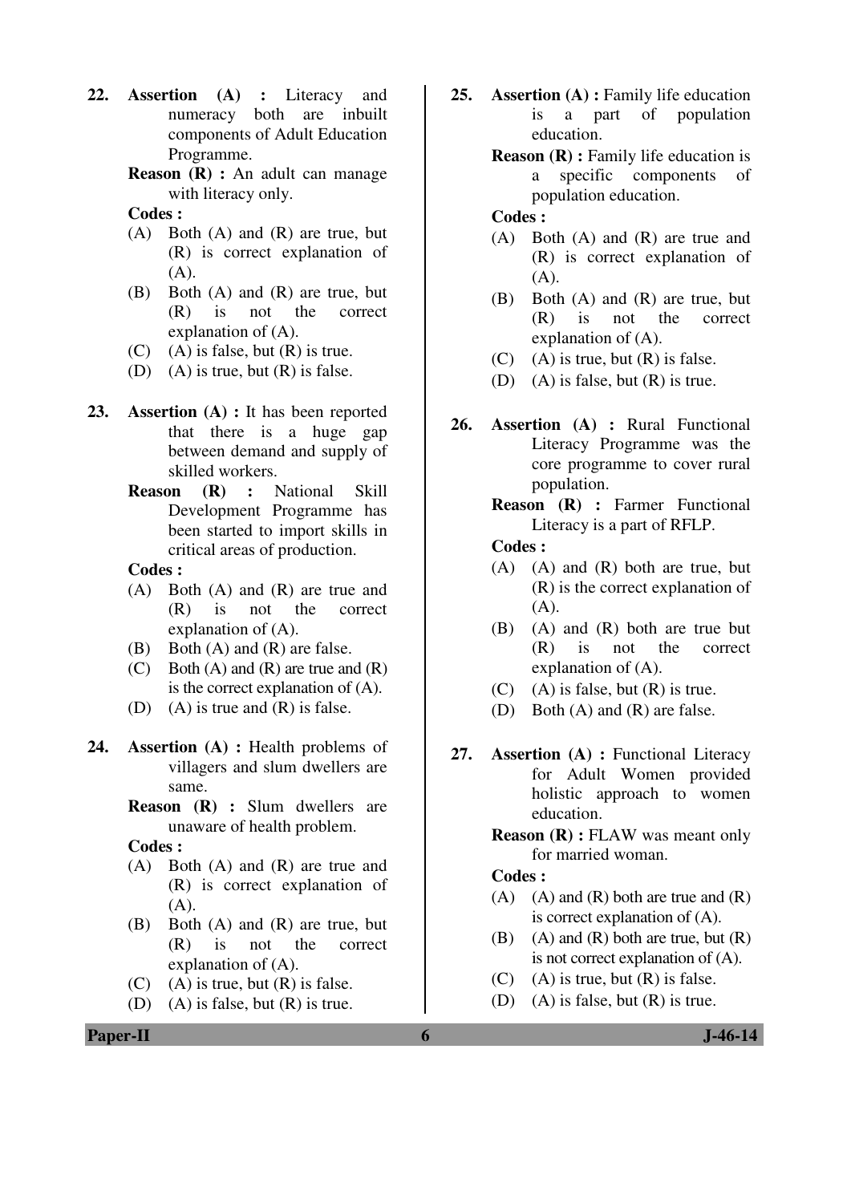22. **Assertion (A) :** Literacy and numeracy both are inbuilt components of Adult Education Programme.

    **Reason (R) :** An adult can manage with literacy only.

    **Codes :**
    
    (A) Both (A) and (R) are true, but (R) is correct explanation of (A).
    
    (B) Both (A) and (R) are true, but (R) is not the correct explanation of (A).
    
    (C) (A) is false, but (R) is true.
    
    (D) (A) is true, but (R) is false.

23. **Assertion (A) :** It has been reported that there is a huge gap between demand and supply of skilled workers.

    **Reason (R) :** National Skill Development Programme has been started to import skills in critical areas of production.

    **Codes :**
    
    (A) Both (A) and (R) are true and (R) is not the correct explanation of (A).
    
    (B) Both (A) and (R) are false.
    
    (C) Both (A) and (R) are true and (R) is the correct explanation of (A).
    
    (D) (A) is true and (R) is false.

24. **Assertion (A) :** Health problems of villagers and slum dwellers are same.

    **Reason (R) :** Slum dwellers are unaware of health problem.

    **Codes :**
    
    (A) Both (A) and (R) are true and (R) is correct explanation of (A).
    
    (B) Both (A) and (R) are true, but (R) is not the correct explanation of (A).
    
    (C) (A) is true, but (R) is false.
    
    (D) (A) is false, but (R) is true.

25. **Assertion (A) :** Family life education is a part of population education.

    **Reason (R) :** Family life education is a specific components of population education.

    **Codes :**
    
    (A) Both (A) and (R) are true and (R) is correct explanation of (A).
    
    (B) Both (A) and (R) are true, but (R) is not the correct explanation of (A).
    
    (C) (A) is true, but (R) is false.
    
    (D) (A) is false, but (R) is true.

26. **Assertion (A) :** Rural Functional Literacy Programme was the core programme to cover rural population.

    **Reason (R) :** Farmer Functional Literacy is a part of RFLP.

    **Codes :**
    
    (A) (A) and (R) both are true, but (R) is the correct explanation of (A).
    
    (B) (A) and (R) both are true but (R) is not the correct explanation of (A).
    
    (C) (A) is false, but (R) is true.
    
    (D) Both (A) and (R) are false.

27. **Assertion (A) :** Functional Literacy for Adult Women provided holistic approach to women education.

    **Reason (R) :** FLAW was meant only for married woman.

    **Codes :**
    
    (A) (A) and (R) both are true and (R) is correct explanation of (A).
    
    (B) (A) and (R) both are true, but (R) is not correct explanation of (A).
    
    (C) (A) is true, but (R) is false.
    
    (D) (A) is false, but (R) is true.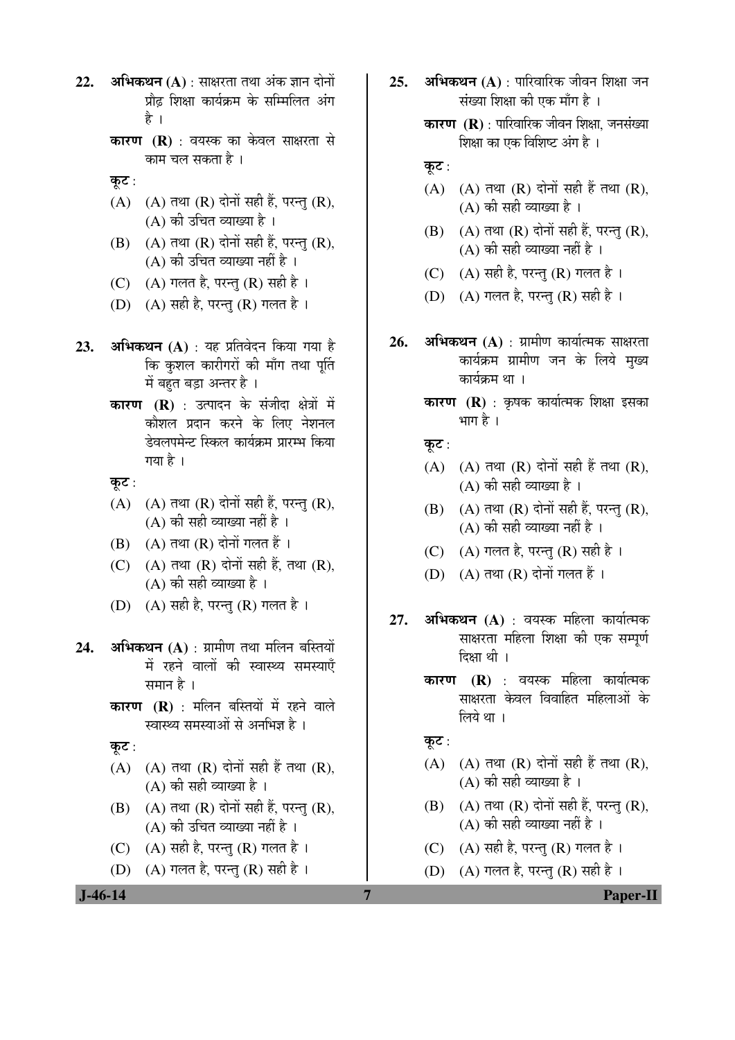**22.** **अभिकथन (A)** : साक्षरता तथा अंक ज्ञान दोनों प्रौढ़ शिक्षा कार्यक्रम के सम्मिलित अंग है ।

**कारण (R)** : वयस्क का केवल साक्षरता से काम चल सकता है ।

**कूट** :

(A) (A) तथा (R) दोनों सही हैं, परन्तु (R), (A) की उचित व्याख्या है ।

(B) (A) तथा (R) दोनों सही हैं, परन्तु (R), (A) की उचित व्याख्या नहीं है ।

(C) (A) गलत है, परन्तु (R) सही है ।

(D) (A) सही है, परन्तु (R) गलत है ।

**23.** **अभिकथन (A)** : यह प्रतिवेदन किया गया है कि कुशल कारीगरों की माँग तथा पूर्ति में बहुत बड़ा अन्तर है ।

**कारण (R)** : उत्पादन के संजीदा क्षेत्रों में कौशल प्रदान करने के लिए नेशनल डेवलपमेन्ट स्किल कार्यक्रम प्रारम्भ किया गया है ।

**कूट** :

(A) (A) तथा (R) दोनों सही हैं, परन्तु (R), (A) की सही व्याख्या नहीं है ।

(B) (A) तथा (R) दोनों गलत हैं ।

(C) (A) तथा (R) दोनों सही हैं, तथा (R), (A) की सही व्याख्या है ।

(D) (A) सही है, परन्तु (R) गलत है ।

**24.** **अभिकथन (A)** : ग्रामीण तथा मलिन बस्तियों में रहने वालों की स्वास्थ्य समस्याएँ समान है ।

**कारण (R)** : मलिन बस्तियों में रहने वाले स्वास्थ्य समस्याओं से अनभिज्ञ है ।

**कूट** :

(A) (A) तथा (R) दोनों सही हैं तथा (R), (A) की सही व्याख्या है ।

(B) (A) तथा (R) दोनों सही हैं, परन्तु (R), (A) की उचित व्याख्या नहीं है ।

(C) (A) सही है, परन्तु (R) गलत है ।

(D) (A) गलत है, परन्तु (R) सही है ।

**25.** **अभिकथन (A)** : पारिवारिक जीवन शिक्षा जन संख्या शिक्षा की एक माँग है ।

**कारण (R)** : पारिवारिक जीवन शिक्षा, जनसंख्या शिक्षा का एक विशिष्ट अंग है ।

**कूट** :

(A) (A) तथा (R) दोनों सही हैं तथा (R), (A) की सही व्याख्या है ।

(B) (A) तथा (R) दोनों सही हैं, परन्तु (R), (A) की सही व्याख्या नहीं है ।

(C) (A) सही है, परन्तु (R) गलत है ।

(D) (A) गलत है, परन्तु (R) सही है ।

**26.** **अभिकथन (A)** : ग्रामीण कार्यात्मक साक्षरता कार्यक्रम ग्रामीण जन के लिये मुख्य कार्यक्रम था ।

**कारण (R)** : कृषक कार्यात्मक शिक्षा इसका भाग है ।

**कूट** :

(A) (A) तथा (R) दोनों सही हैं तथा (R), (A) की सही व्याख्या है ।

(B) (A) तथा (R) दोनों सही हैं, परन्तु (R), (A) की सही व्याख्या नहीं है ।

(C) (A) गलत है, परन्तु (R) सही है ।

(D) (A) तथा (R) दोनों गलत हैं ।

**27.** **अभिकथन (A)** : वयस्क महिला कार्यात्मक साक्षरता महिला शिक्षा की एक सम्पूर्ण दिक्षा थी ।

**कारण (R)** : वयस्क महिला कार्यात्मक साक्षरता केवल विवाहित महिलाओं के लिये था ।

**कूट** :

(A) (A) तथा (R) दोनों सही हैं तथा (R), (A) की सही व्याख्या है ।

(B) (A) तथा (R) दोनों सही हैं, परन्तु (R), (A) की सही व्याख्या नहीं है ।

(C) (A) सही है, परन्तु (R) गलत है ।

(D) (A) गलत है, परन्तु (R) सही है ।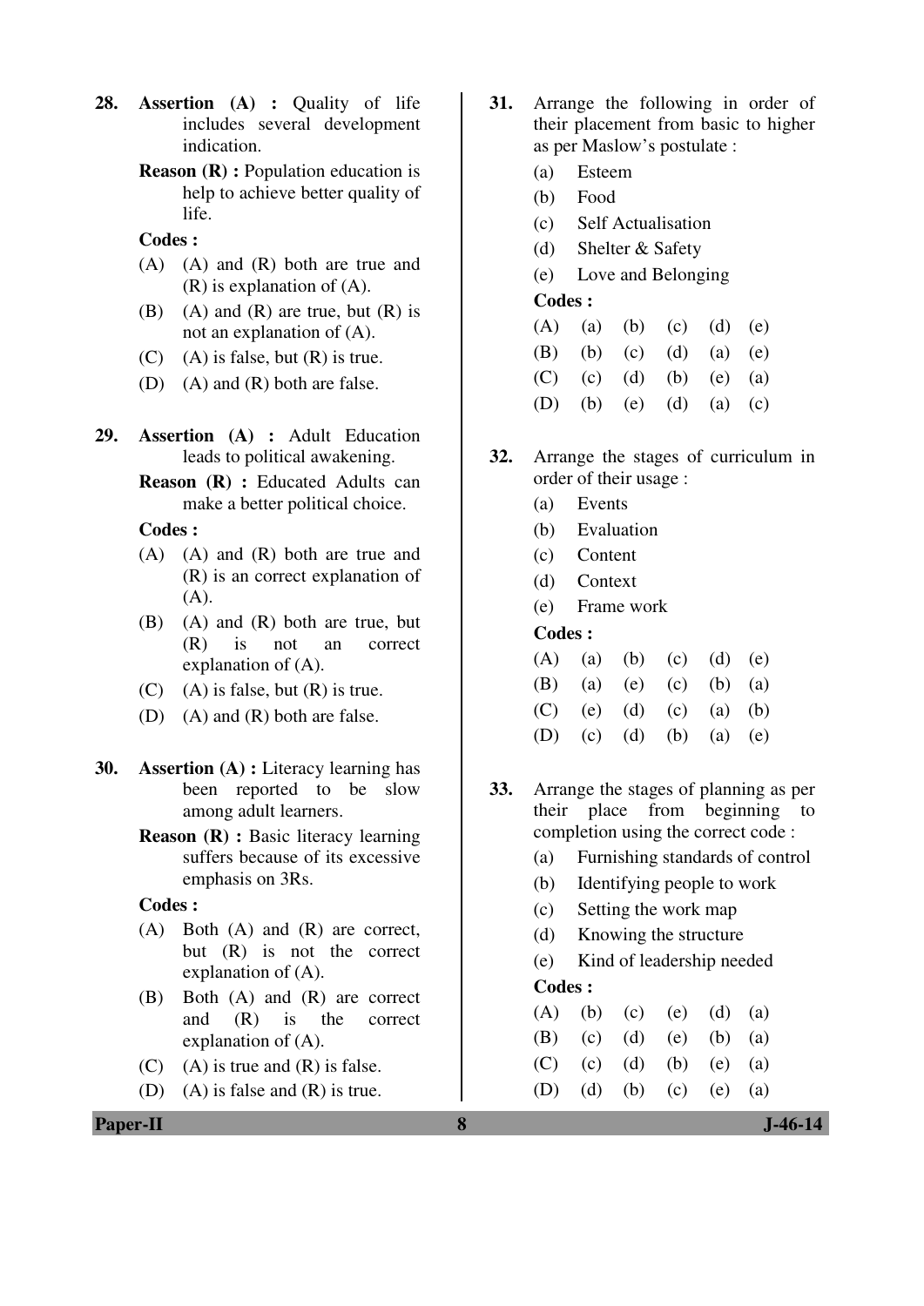**28.** **Assertion (A) :** Quality of life includes several development indication.

**Reason (R) :** Population education is help to achieve better quality of life.

**Codes :**

(A) (A) and (R) both are true and (R) is explanation of (A).

(B) (A) and (R) are true, but (R) is not an explanation of (A).

(C) (A) is false, but (R) is true.

(D) (A) and (R) both are false.

**29.** **Assertion (A) :** Adult Education leads to political awakening.

**Reason (R) :** Educated Adults can make a better political choice.

**Codes :**

(A) (A) and (R) both are true and (R) is an correct explanation of (A).

(B) (A) and (R) both are true, but (R) is not an correct explanation of (A).

(C) (A) is false, but (R) is true.

(D) (A) and (R) both are false.

**30.** **Assertion (A) :** Literacy learning has been reported to be slow among adult learners.

**Reason (R) :** Basic literacy learning suffers because of its excessive emphasis on 3Rs.

**Codes :**

(A) Both (A) and (R) are correct, but (R) is not the correct explanation of (A).

(B) Both (A) and (R) are correct and (R) is the correct explanation of (A).

(C) (A) is true and (R) is false.

(D) (A) is false and (R) is true.

**31.** Arrange the following in order of their placement from basic to higher as per Maslow's postulate :

(a) Esteem

(b) Food

(c) Self Actualisation

(d) Shelter & Safety

(e) Love and Belonging

**Codes :**

|  |  |  |  |  |  |
|---|---|---|---|---|---|
| (A) | (a) | (b) | (c) | (d) | (e) |
| (B) | (b) | (c) | (d) | (a) | (e) |
| (C) | (c) | (d) | (b) | (e) | (a) |
| (D) | (b) | (e) | (d) | (a) | (c) |

**32.** Arrange the stages of curriculum in order of their usage :

(a) Events

(b) Evaluation

(c) Content

(d) Context

(e) Frame work

**Codes :**

|  |  |  |  |  |  |
|---|---|---|---|---|---|
| (A) | (a) | (b) | (c) | (d) | (e) |
| (B) | (a) | (e) | (c) | (b) | (a) |
| (C) | (e) | (d) | (c) | (a) | (b) |
| (D) | (c) | (d) | (b) | (a) | (e) |

**33.** Arrange the stages of planning as per their place from beginning to completion using the correct code :

(a) Furnishing standards of control

(b) Identifying people to work

(c) Setting the work map

(d) Knowing the structure

(e) Kind of leadership needed

**Codes :**

|  |  |  |  |  |  |
|---|---|---|---|---|---|
| (A) | (b) | (c) | (e) | (d) | (a) |
| (B) | (c) | (d) | (e) | (b) | (a) |
| (C) | (c) | (d) | (b) | (e) | (a) |
| (D) | (d) | (b) | (c) | (e) | (a) |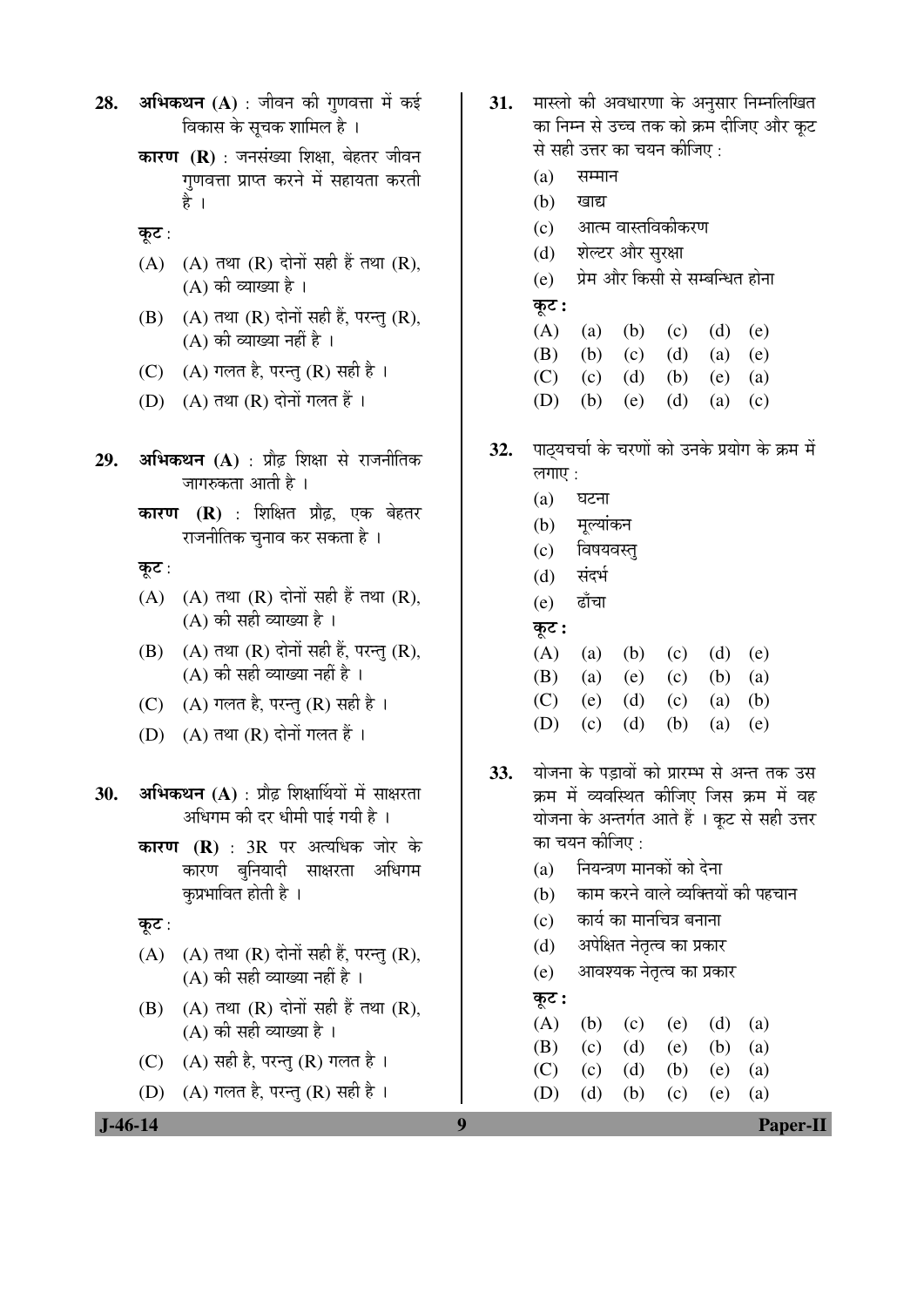28. **अभिकथन (A)** : जीवन की गुणवत्ता में कई विकास के सूचक शामिल है ।

    **कारण (R)** : जनसंख्या शिक्षा, बेहतर जीवन गुणवत्ता प्राप्त करने में सहायता करती है ।

    **कूट** :

    (A) (A) तथा (R) दोनों सही हैं तथा (R), (A) की व्याख्या है ।

    (B) (A) तथा (R) दोनों सही हैं, परन्तु (R), (A) की व्याख्या नहीं है ।

    (C) (A) गलत है, परन्तु (R) सही है ।

    (D) (A) तथा (R) दोनों गलत हैं ।

29. **अभिकथन (A)** : प्रौढ़ शिक्षा से राजनीतिक जागरुकता आती है ।

    **कारण (R)** : शिक्षित प्रौढ़, एक बेहतर राजनीतिक चुनाव कर सकता है ।

    **कूट** :

    (A) (A) तथा (R) दोनों सही हैं तथा (R), (A) की सही व्याख्या है ।

    (B) (A) तथा (R) दोनों सही हैं, परन्तु (R), (A) की सही व्याख्या नहीं है ।

    (C) (A) गलत है, परन्तु (R) सही है ।

    (D) (A) तथा (R) दोनों गलत हैं ।

30. **अभिकथन (A)** : प्रौढ़ शिक्षार्थियों में साक्षरता अधिगम की दर धीमी पाई गयी है ।

    **कारण (R)** : 3R पर अत्यधिक जोर के कारण बुनियादी साक्षरता अधिगम कुप्रभावित होती है ।

    **कूट** :

    (A) (A) तथा (R) दोनों सही हैं, परन्तु (R), (A) की सही व्याख्या नहीं है ।

    (B) (A) तथा (R) दोनों सही हैं तथा (R), (A) की सही व्याख्या है ।

    (C) (A) सही है, परन्तु (R) गलत है ।

    (D) (A) गलत है, परन्तु (R) सही है ।

31. मास्लो की अवधारणा के अनुसार निम्नलिखित का निम्न से उच्च तक को क्रम दीजिए और कूट से सही उत्तर का चयन कीजिए :

    (a) सम्मान

    (b) खाद्य

    (c) आत्म वास्तविकीकरण

    (d) शेल्टर और सुरक्षा

    (e) प्रेम और किसी से सम्बन्धित होना

    **कूट :**

    |  |  |  |  |  |  |
    |---|---|---|---|---|---|
    | (A) | (a) | (b) | (c) | (d) | (e) |
    | (B) | (b) | (c) | (d) | (a) | (e) |
    | (C) | (c) | (d) | (b) | (e) | (a) |
    | (D) | (b) | (e) | (d) | (a) | (c) |

32. पाठ्यचर्चा के चरणों को उनके प्रयोग के क्रम में लगाए :

    (a) घटना

    (b) मूल्यांकन

    (c) विषयवस्तु

    (d) संदर्भ

    (e) ढाँचा

    **कूट :**

    |  |  |  |  |  |  |
    |---|---|---|---|---|---|
    | (A) | (a) | (b) | (c) | (d) | (e) |
    | (B) | (a) | (e) | (c) | (b) | (a) |
    | (C) | (e) | (d) | (c) | (a) | (b) |
    | (D) | (c) | (d) | (b) | (a) | (e) |

33. योजना के पड़ावों को प्रारम्भ से अन्त तक उस क्रम में व्यवस्थित कीजिए जिस क्रम में वह योजना के अन्तर्गत आते हैं । कूट से सही उत्तर का चयन कीजिए :

    (a) नियन्त्रण मानकों को देना

    (b) काम करने वाले व्यक्तियों की पहचान

    (c) कार्य का मानचित्र बनाना

    (d) अपेक्षित नेतृत्व का प्रकार

    (e) आवश्यक नेतृत्व का प्रकार

    **कूट :**

    |  |  |  |  |  |  |
    |---|---|---|---|---|---|
    | (A) | (b) | (c) | (e) | (d) | (a) |
    | (B) | (c) | (d) | (e) | (b) | (a) |
    | (C) | (c) | (d) | (b) | (e) | (a) |
    | (D) | (d) | (b) | (c) | (e) | (a) |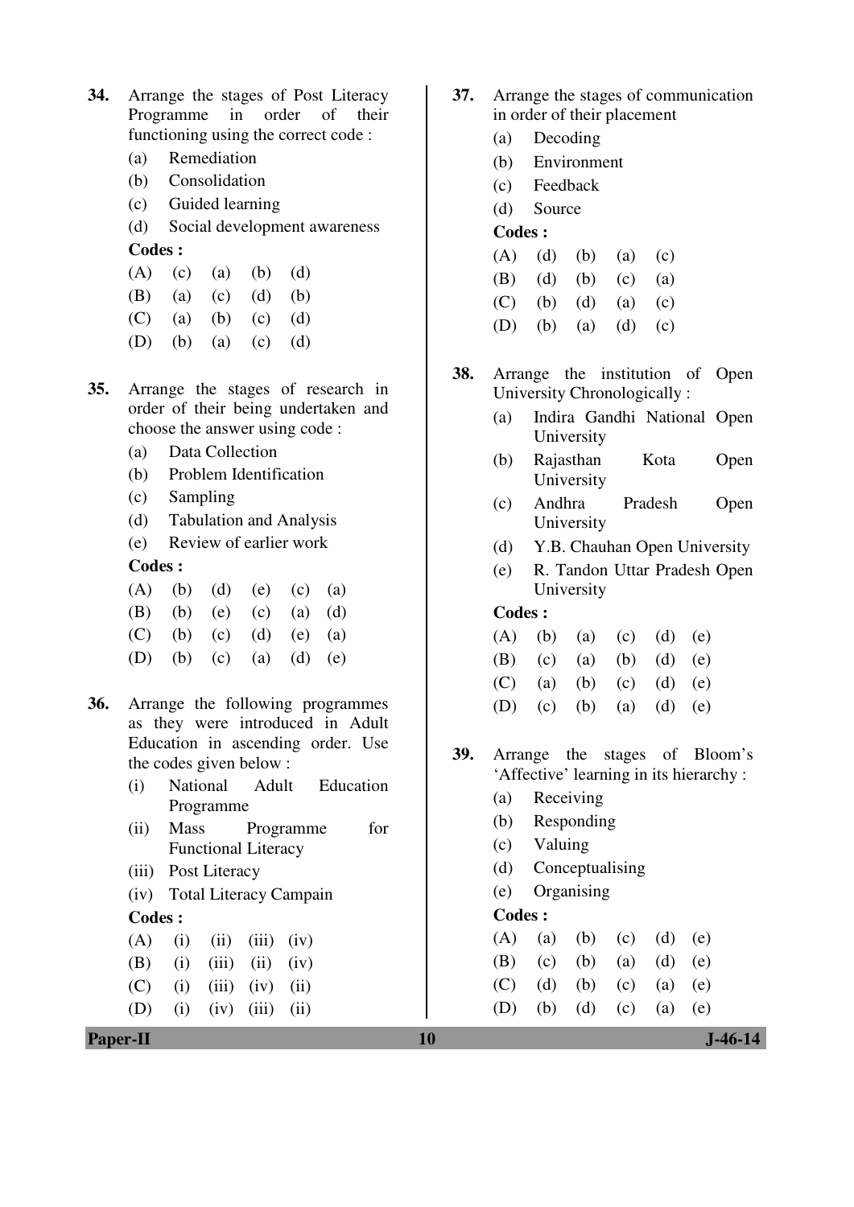**34.** Arrange the stages of Post Literacy Programme in order of their functioning using the correct code :

(a) Remediation

(b) Consolidation

(c) Guided learning

(d) Social development awareness

**Codes :**

(A) (c) (a) (b) (d)

(B) (a) (c) (d) (b)

(C) (a) (b) (c) (d)

(D) (b) (a) (c) (d)

**35.** Arrange the stages of research in order of their being undertaken and choose the answer using code :

(a) Data Collection

(b) Problem Identification

(c) Sampling

(d) Tabulation and Analysis

(e) Review of earlier work

**Codes :**

(A) (b) (d) (e) (c) (a)

(B) (b) (e) (c) (a) (d)

(C) (b) (c) (d) (e) (a)

(D) (b) (c) (a) (d) (e)

**36.** Arrange the following programmes as they were introduced in Adult Education in ascending order. Use the codes given below :

(i) National Adult Education Programme

(ii) Mass Programme for Functional Literacy

(iii) Post Literacy

(iv) Total Literacy Campain

**Codes :**

(A) (i) (ii) (iii) (iv)

(B) (i) (iii) (ii) (iv)

(C) (i) (iii) (iv) (ii)

(D) (i) (iv) (iii) (ii)

**37.** Arrange the stages of communication in order of their placement

(a) Decoding

(b) Environment

(c) Feedback

(d) Source

**Codes :**

(A) (d) (b) (a) (c)

(B) (d) (b) (c) (a)

(C) (b) (d) (a) (c)

(D) (b) (a) (d) (c)

**38.** Arrange the institution of Open University Chronologically :

(a) Indira Gandhi National Open University

(b) Rajasthan Kota Open University

(c) Andhra Pradesh Open University

(d) Y.B. Chauhan Open University

(e) R. Tandon Uttar Pradesh Open University

**Codes :**

(A) (b) (a) (c) (d) (e)

(B) (c) (a) (b) (d) (e)

(C) (a) (b) (c) (d) (e)

(D) (c) (b) (a) (d) (e)

**39.** Arrange the stages of Bloom's 'Affective' learning in its hierarchy :

(a) Receiving

(b) Responding

(c) Valuing

(d) Conceptualising

(e) Organising

**Codes :**

(A) (a) (b) (c) (d) (e)

(B) (c) (b) (a) (d) (e)

(C) (d) (b) (c) (a) (e)

(D) (b) (d) (c) (a) (e)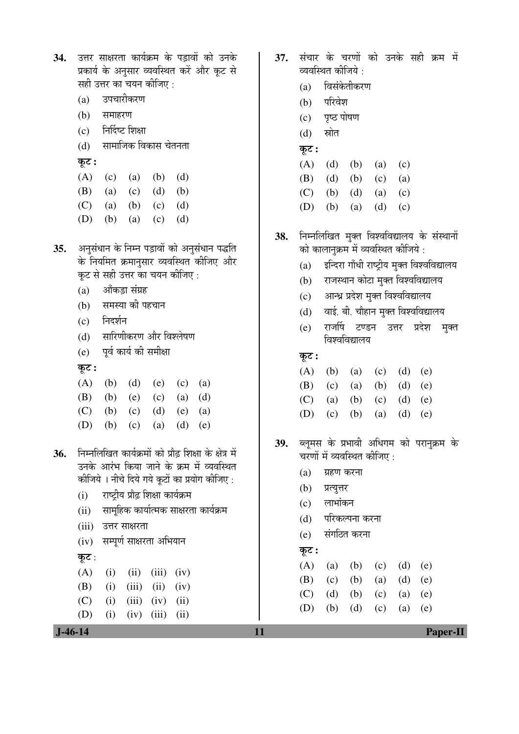**34.** उत्तर साक्षरता कार्यक्रम के पड़ावों को उनके प्रकार्य के अनुसार व्यवस्थित करें और कूट से सही उत्तर का चयन कीजिए :

(a) उपचारीकरण

(b) समाहरण

(c) निर्दिष्ट शिक्षा

(d) सामाजिक विकास चेतनता

**कूट :**

(A) (c) (a) (b) (d)

(B) (a) (c) (d) (b)

(C) (a) (b) (c) (d)

(D) (b) (a) (c) (d)

**35.** अनुसंधान के निम्न पड़ावों को अनुसंधान पद्धति के नियमित क्रमानुसार व्यवस्थित कीजिए और कूट से सही उत्तर का चयन कीजिए :

(a) आँकड़ा संग्रह

(b) समस्या की पहचान

(c) निदर्शन

(d) सारिणीकरण और विश्लेषण

(e) पूर्व कार्य की समीक्षा

**कूट :**

(A) (b) (d) (e) (c) (a)

(B) (b) (e) (c) (a) (d)

(C) (b) (c) (d) (e) (a)

(D) (b) (c) (a) (d) (e)

**36.** निम्नलिखित कार्यक्रमों को प्रौढ़ शिक्षा के क्षेत्र में उनके आरंभ किया जाने के क्रम में व्यवस्थित कीजिये । नीचे दिये गये कूटों का प्रयोग कीजिए :

(i) राष्ट्रीय प्रौढ़ शिक्षा कार्यक्रम

(ii) सामूहिक कार्यात्मक साक्षरता कार्यक्रम

(iii) उत्तर साक्षरता

(iv) सम्पूर्ण साक्षरता अभियान

**कूट :**

(A) (i) (ii) (iii) (iv)

(B) (i) (iii) (ii) (iv)

(C) (i) (iii) (iv) (ii)

(D) (i) (iv) (iii) (ii)

**37.** संचार के चरणों को उनके सही क्रम में व्यवस्थित कीजिये :

(a) विसंकेतीकरण

(b) परिवेश

(c) पृष्ठ पोषण

(d) स्रोत

**कूट :**

(A) (d) (b) (a) (c)

(B) (d) (b) (c) (a)

(C) (b) (d) (a) (c)

(D) (b) (a) (d) (c)

**38.** निम्नलिखित मुक्त विश्वविद्यालय के संस्थानों को कालानुक्रम में व्यवस्थित कीजिये :

(a) इन्दिरा गाँधी राष्ट्रीय मुक्त विश्वविद्यालय

(b) राजस्थान कोटा मुक्त विश्वविद्यालय

(c) आन्ध्र प्रदेश मुक्त विश्वविद्यालय

(d) वाई. बी. चौहान मुक्त विश्वविद्यालय

(e) राजर्षि टण्डन उत्तर प्रदेश मुक्त विश्वविद्यालय

**कूट :**

(A) (b) (a) (c) (d) (e)

(B) (c) (a) (b) (d) (e)

(C) (a) (b) (c) (d) (e)

(D) (c) (b) (a) (d) (e)

**39.** ब्लूमस के प्रभावी अधिगम को परानुक्रम के चरणों में व्यवस्थित कीजिए :

(a) ग्रहण करना

(b) प्रत्युत्तर

(c) लाभांकन

(d) परिकल्पना करना

(e) संगठित करना

**कूट :**

(A) (a) (b) (c) (d) (e)

(B) (c) (b) (a) (d) (e)

(C) (d) (b) (c) (a) (e)

(D) (b) (d) (c) (a) (e)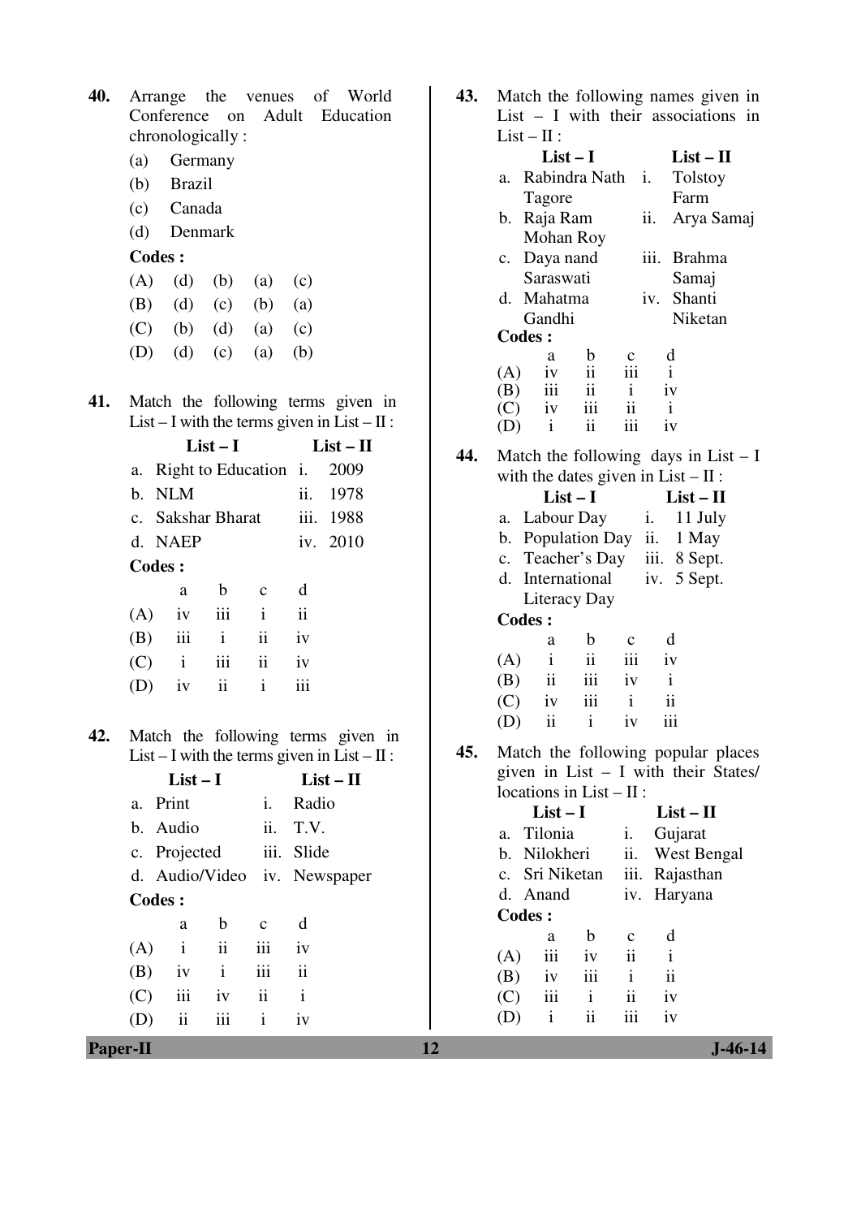**40.** Arrange the venues of World Conference on Adult Education chronologically :

(a) Germany

(b) Brazil

(c) Canada

(d) Denmark

**Codes :**

(A) (d) (b) (a) (c)

(B) (d) (c) (b) (a)

(C) (b) (d) (a) (c)

(D) (d) (c) (a) (b)

**41.** Match the following terms given in List – I with the terms given in List – II :

| **List – I** | **List – II** |
|---|---|
| a. Right to Education | i. 2009 |
| b. NLM | ii. 1978 |
| c. Sakshar Bharat | iii. 1988 |
| d. NAEP | iv. 2010 |

**Codes :**

| | a | b | c | d |
|---|---|---|---|---|
| (A) | iv | iii | i | ii |
| (B) | iii | i | ii | iv |
| (C) | i | iii | ii | iv |
| (D) | iv | ii | i | iii |

**42.** Match the following terms given in List – I with the terms given in List – II :

| **List – I** | **List – II** |
|---|---|
| a. Print | i. Radio |
| b. Audio | ii. T.V. |
| c. Projected | iii. Slide |
| d. Audio/Video | iv. Newspaper |

**Codes :**

| | a | b | c | d |
|---|---|---|---|---|
| (A) | i | ii | iii | iv |
| (B) | iv | i | iii | ii |
| (C) | iii | iv | ii | i |
| (D) | ii | iii | i | iv |

**43.** Match the following names given in List – I with their associations in List – II :

| **List – I** | **List – II** |
|---|---|
| a. Rabindra Nath Tagore | i. Tolstoy Farm |
| b. Raja Ram Mohan Roy | ii. Arya Samaj |
| c. Daya nand Saraswati | iii. Brahma Samaj |
| d. Mahatma Gandhi | iv. Shanti Niketan |

**Codes :**

| | a | b | c | d |
|---|---|---|---|---|
| (A) | iv | ii | iii | i |
| (B) | iii | ii | i | iv |
| (C) | iv | iii | ii | i |
| (D) | i | ii | iii | iv |

**44.** Match the following days in List – I with the dates given in List – II :

| **List – I** | **List – II** |
|---|---|
| a. Labour Day | i. 11 July |
| b. Population Day | ii. 1 May |
| c. Teacher's Day | iii. 8 Sept. |
| d. International Literacy Day | iv. 5 Sept. |

**Codes :**

| | a | b | c | d |
|---|---|---|---|---|
| (A) | i | ii | iii | iv |
| (B) | ii | iii | iv | i |
| (C) | iv | iii | i | ii |
| (D) | ii | i | iv | iii |

**45.** Match the following popular places given in List – I with their States/ locations in List – II :

| **List – I** | **List – II** |
|---|---|
| a. Tilonia | i. Gujarat |
| b. Nilokheri | ii. West Bengal |
| c. Sri Niketan | iii. Rajasthan |
| d. Anand | iv. Haryana |

**Codes :**

| | a | b | c | d |
|---|---|---|---|---|
| (A) | iii | iv | ii | i |
| (B) | iv | iii | i | ii |
| (C) | iii | i | ii | iv |
| (D) | i | ii | iii | iv |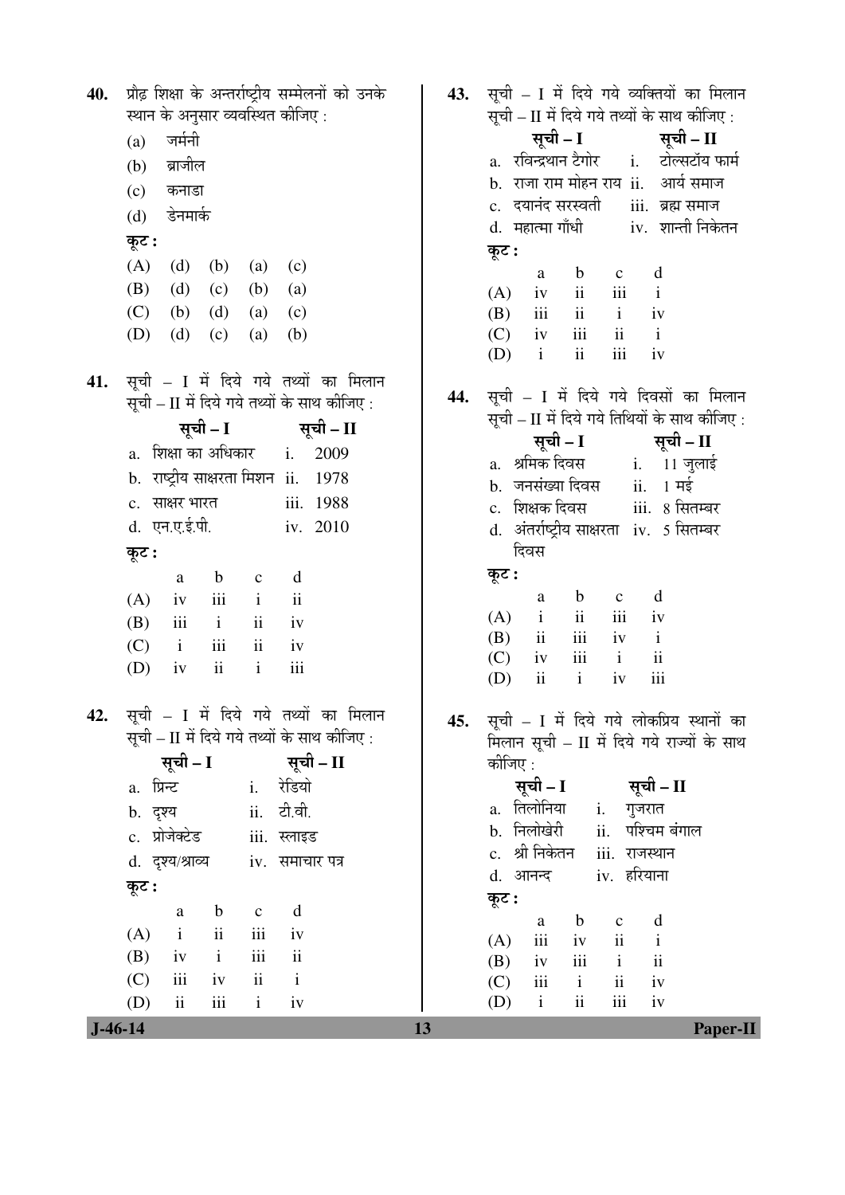**40.** प्रौढ़ शिक्षा के अन्तर्राष्ट्रीय सम्मेलनों को उनके स्थान के अनुसार व्यवस्थित कीजिए :

(a) जर्मनी

(b) ब्राजील

(c) कनाडा

(d) डेनमार्क

**कूट :**

(A) (d) (b) (a) (c)

(B) (d) (c) (b) (a)

(C) (b) (d) (a) (c)

(D) (d) (c) (a) (b)

**41.** सूची – I में दिये गये तथ्यों का मिलान सूची – II में दिये गये तथ्यों के साथ कीजिए :

| सूची – I | सूची – II |
|---|---|
| a. शिक्षा का अधिकार | i. 2009 |
| b. राष्ट्रीय साक्षरता मिशन | ii. 1978 |
| c. साक्षर भारत | iii. 1988 |
| d. एन.ए.ई.पी. | iv. 2010 |

**कूट :**

| | a | b | c | d |
|---|---|---|---|---|
| (A) | iv | iii | i | ii |
| (B) | iii | i | ii | iv |
| (C) | i | iii | ii | iv |
| (D) | iv | ii | i | iii |

**42.** सूची – I में दिये गये तथ्यों का मिलान सूची – II में दिये गये तथ्यों के साथ कीजिए :

| सूची – I | सूची – II |
|---|---|
| a. प्रिन्ट | i. रेडियो |
| b. दृश्य | ii. टी.वी. |
| c. प्रोजेक्टेड | iii. स्लाइड |
| d. दृश्य/श्राव्य | iv. समाचार पत्र |

**कूट :**

| | a | b | c | d |
|---|---|---|---|---|
| (A) | i | ii | iii | iv |
| (B) | iv | i | iii | ii |
| (C) | iii | iv | ii | i |
| (D) | ii | iii | i | iv |

**43.** सूची – I में दिये गये व्यक्तियों का मिलान सूची – II में दिये गये तथ्यों के साथ कीजिए :

| सूची – I | सूची – II |
|---|---|
| a. रविन्द्रथान टैगोर | i. टोल्सटॉय फार्म |
| b. राजा राम मोहन राय | ii. आर्य समाज |
| c. दयानंद सरस्वती | iii. ब्रह्म समाज |
| d. महात्मा गाँधी | iv. शान्ती निकेतन |

**कूट :**

| | a | b | c | d |
|---|---|---|---|---|
| (A) | iv | ii | iii | i |
| (B) | iii | ii | i | iv |
| (C) | iv | iii | ii | i |
| (D) | i | ii | iii | iv |

**44.** सूची – I में दिये गये दिवसों का मिलान सूची – II में दिये गये तिथियों के साथ कीजिए :

| सूची – I | सूची – II |
|---|---|
| a. श्रमिक दिवस | i. 11 जुलाई |
| b. जनसंख्या दिवस | ii. 1 मई |
| c. शिक्षक दिवस | iii. 8 सितम्बर |
| d. अंतर्राष्ट्रीय साक्षरता दिवस | iv. 5 सितम्बर |

**कूट :**

| | a | b | c | d |
|---|---|---|---|---|
| (A) | i | ii | iii | iv |
| (B) | ii | iii | iv | i |
| (C) | iv | iii | i | ii |
| (D) | ii | i | iv | iii |

**45.** सूची – I में दिये गये लोकप्रिय स्थानों का मिलान सूची – II में दिये गये राज्यों के साथ कीजिए :

| सूची – I | सूची – II |
|---|---|
| a. तिलोनिया | i. गुजरात |
| b. निलोखेरी | ii. पश्चिम बंगाल |
| c. श्री निकेतन | iii. राजस्थान |
| d. आनन्द | iv. हरियाना |

**कूट :**

| | a | b | c | d |
|---|---|---|---|---|
| (A) | iii | iv | ii | i |
| (B) | iv | iii | i | ii |
| (C) | iii | i | ii | iv |
| (D) | i | ii | iii | iv |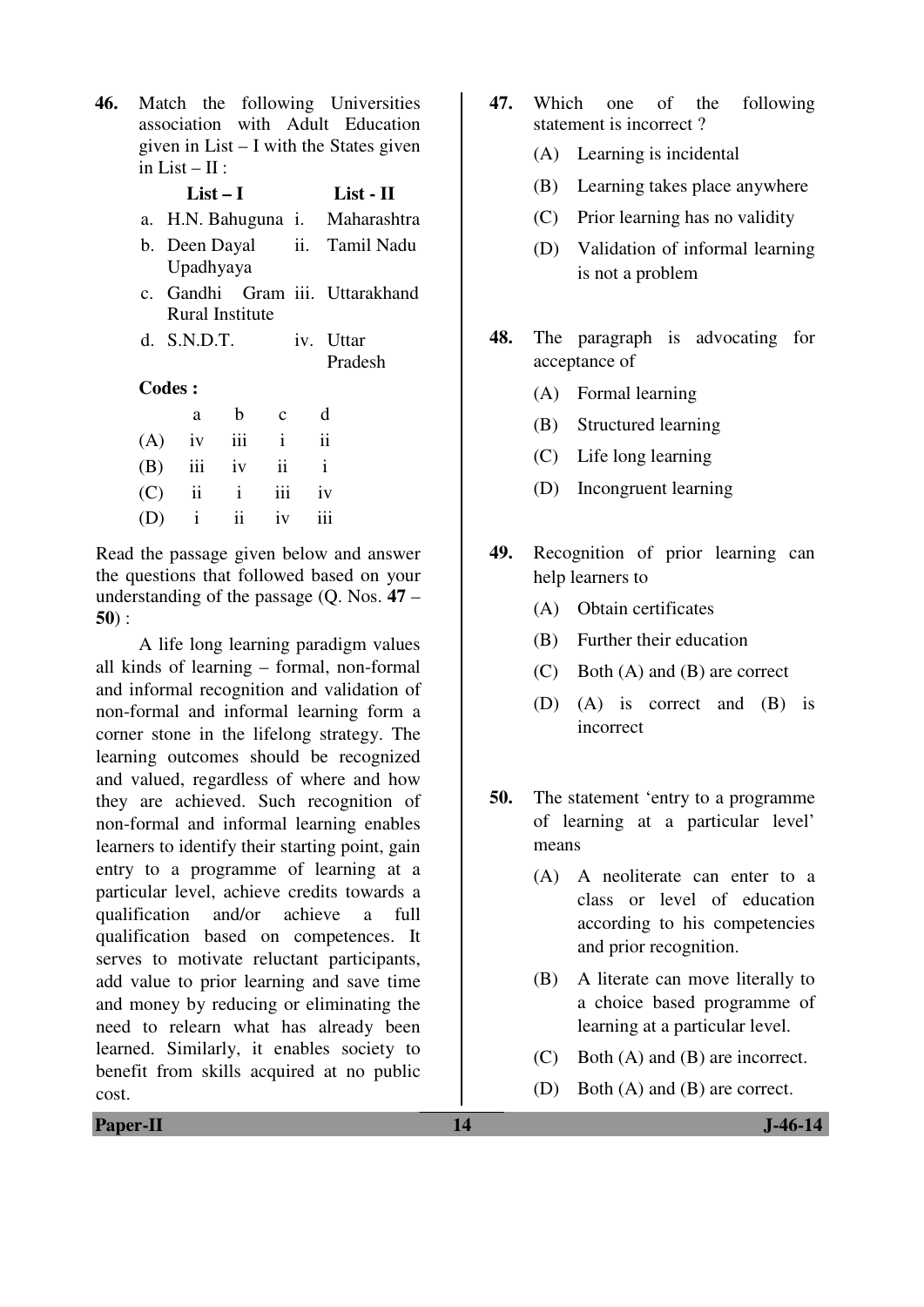46. Match the following Universities association with Adult Education given in List – I with the States given in List – II :

| | List – I | | List - II |
|---|---|---|---|
| a. | H.N. Bahuguna | i. | Maharashtra |
| b. | Deen Dayal Upadhyaya | ii. | Tamil Nadu |
| c. | Gandhi Gram Rural Institute | iii. | Uttarakhand |
| d. | S.N.D.T. | iv. | Uttar Pradesh |

**Codes :**

| | a | b | c | d |
|---|---|---|---|---|
| (A) | iv | iii | i | ii |
| (B) | iii | iv | ii | i |
| (C) | ii | i | iii | iv |
| (D) | i | ii | iv | iii |

Read the passage given below and answer the questions that followed based on your understanding of the passage (Q. Nos. **47** – **50**) :

A life long learning paradigm values all kinds of learning – formal, non-formal and informal recognition and validation of non-formal and informal learning form a corner stone in the lifelong strategy. The learning outcomes should be recognized and valued, regardless of where and how they are achieved. Such recognition of non-formal and informal learning enables learners to identify their starting point, gain entry to a programme of learning at a particular level, achieve credits towards a qualification and/or achieve a full qualification based on competences. It serves to motivate reluctant participants, add value to prior learning and save time and money by reducing or eliminating the need to relearn what has already been learned. Similarly, it enables society to benefit from skills acquired at no public cost.

47. Which one of the following statement is incorrect ?
   - (A) Learning is incidental
   - (B) Learning takes place anywhere
   - (C) Prior learning has no validity
   - (D) Validation of informal learning is not a problem

48. The paragraph is advocating for acceptance of
   - (A) Formal learning
   - (B) Structured learning
   - (C) Life long learning
   - (D) Incongruent learning

49. Recognition of prior learning can help learners to
   - (A) Obtain certificates
   - (B) Further their education
   - (C) Both (A) and (B) are correct
   - (D) (A) is correct and (B) is incorrect

50. The statement 'entry to a programme of learning at a particular level' means
   - (A) A neoliterate can enter to a class or level of education according to his competencies and prior recognition.
   - (B) A literate can move literally to a choice based programme of learning at a particular level.
   - (C) Both (A) and (B) are incorrect.
   - (D) Both (A) and (B) are correct.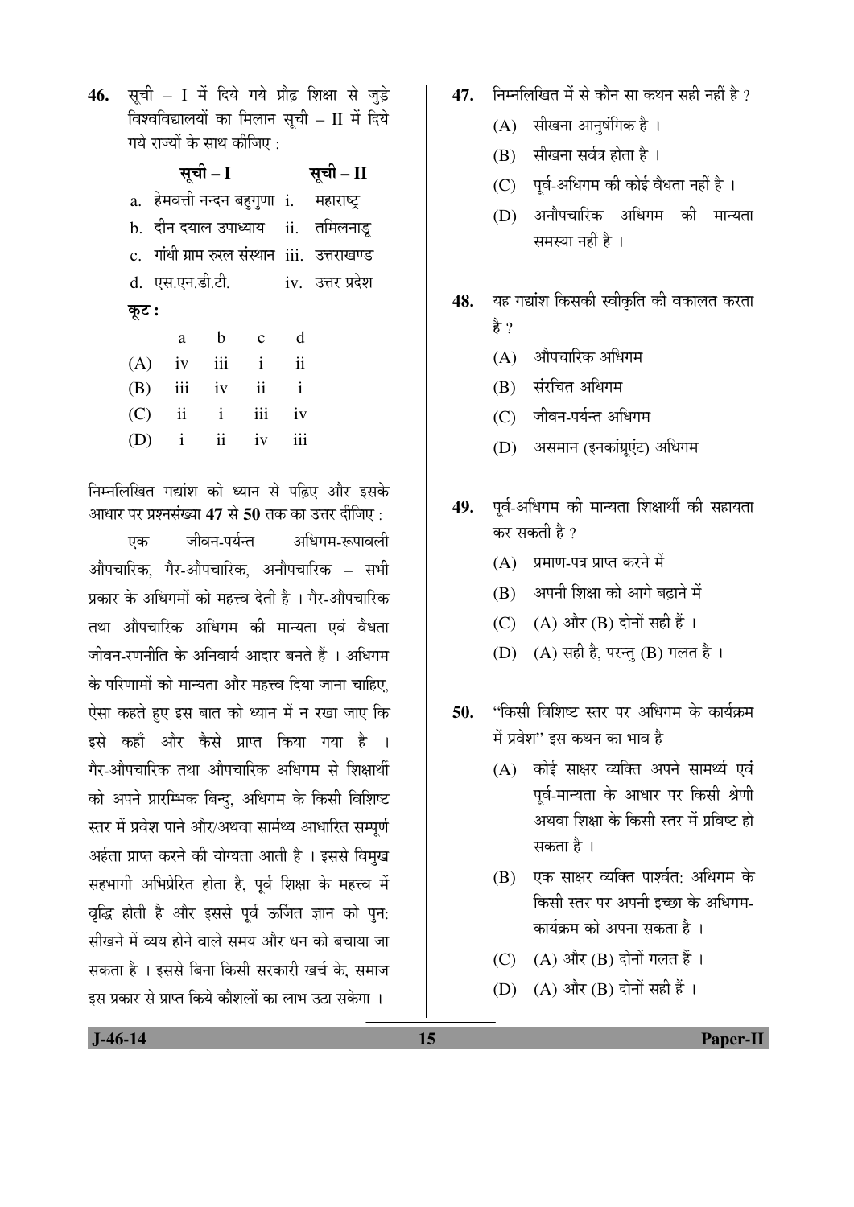46. सूची – I में दिये गये प्रौढ़ शिक्षा से जुड़े विश्वविद्यालयों का मिलान सूची – II में दिये गये राज्यों के साथ कीजिए :

| सूची – I | सूची – II |
|---|---|
| a. हेमवत्ती नन्दन बहुगुणा | i. महाराष्ट्र |
| b. दीन दयाल उपाध्याय | ii. तमिलनाडू |
| c. गांधी ग्राम रुरल संस्थान | iii. उत्तराखण्ड |
| d. एस.एन.डी.टी. | iv. उत्तर प्रदेश |

**कूट :**

| | a | b | c | d |
|---|---|---|---|---|
| (A) | iv | iii | i | ii |
| (B) | iii | iv | ii | i |
| (C) | ii | i | iii | iv |
| (D) | i | ii | iv | iii |

निम्नलिखित गद्यांश को ध्यान से पढ़िए और इसके आधार पर प्रश्नसंख्या **47** से **50** तक का उत्तर दीजिए :

एक जीवन-पर्यन्त अधिगम-रूपावली औपचारिक, गैर-औपचारिक, अनौपचारिक – सभी प्रकार के अधिगमों को महत्त्व देती है । गैर-औपचारिक तथा औपचारिक अधिगम की मान्यता एवं वैधता जीवन-रणनीति के अनिवार्य आदार बनते हैं । अधिगम के परिणामों को मान्यता और महत्त्व दिया जाना चाहिए, ऐसा कहते हुए इस बात को ध्यान में न रखा जाए कि इसे कहाँ और कैसे प्राप्त किया गया है । गैर-औपचारिक तथा औपचारिक अधिगम से शिक्षार्थी को अपने प्रारम्भिक बिन्दु, अधिगम के किसी विशिष्ट स्तर में प्रवेश पाने और/अथवा सार्मथ्य आधारित सम्पूर्ण अर्हता प्राप्त करने की योग्यता आती है । इससे विमुख सहभागी अभिप्रेरित होता है, पूर्व शिक्षा के महत्त्व में वृद्धि होती है और इससे पूर्व ऊर्जित ज्ञान को पुनः सीखने में व्यय होने वाले समय और धन को बचाया जा सकता है । इससे बिना किसी सरकारी खर्च के, समाज इस प्रकार से प्राप्त किये कौशलों का लाभ उठा सकेगा ।

47. निम्नलिखित में से कौन सा कथन सही नहीं है ?
   - (A) सीखना आनुषंगिक है ।
   - (B) सीखना सर्वत्र होता है ।
   - (C) पूर्व-अधिगम की कोई वैधता नहीं है ।
   - (D) अनौपचारिक अधिगम की मान्यता समस्या नहीं है ।

48. यह गद्यांश किसकी स्वीकृति की वकालत करता है ?
   - (A) औपचारिक अधिगम
   - (B) संरचित अधिगम
   - (C) जीवन-पर्यन्त अधिगम
   - (D) असमान (इनकांग्रूएंट) अधिगम

49. पूर्व-अधिगम की मान्यता शिक्षार्थी की सहायता कर सकती है ?
   - (A) प्रमाण-पत्र प्राप्त करने में
   - (B) अपनी शिक्षा को आगे बढ़ाने में
   - (C) (A) और (B) दोनों सही हैं ।
   - (D) (A) सही है, परन्तु (B) गलत है ।

50. "किसी विशिष्ट स्तर पर अधिगम के कार्यक्रम में प्रवेश" इस कथन का भाव है
   - (A) कोई साक्षर व्यक्ति अपने सामर्थ्य एवं पूर्व-मान्यता के आधार पर किसी श्रेणी अथवा शिक्षा के किसी स्तर में प्रविष्ट हो सकता है ।
   - (B) एक साक्षर व्यक्ति पार्श्वतः अधिगम के किसी स्तर पर अपनी इच्छा के अधिगम-कार्यक्रम को अपना सकता है ।
   - (C) (A) और (B) दोनों गलत हैं ।
   - (D) (A) और (B) दोनों सही हैं ।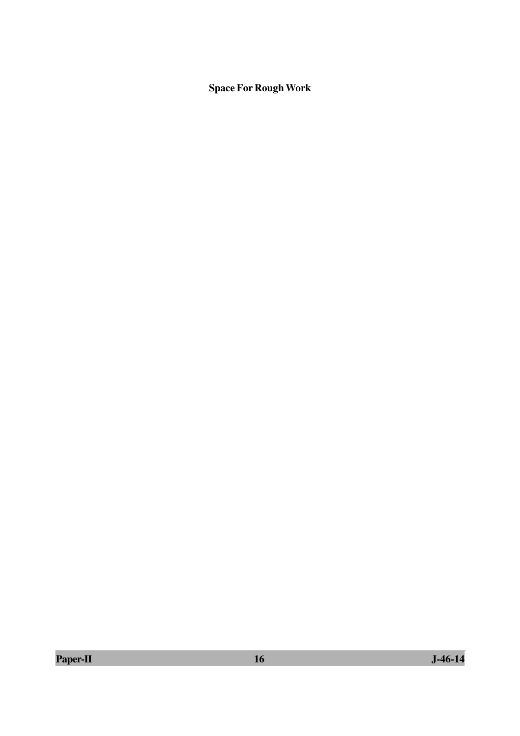**Space For Rough Work**